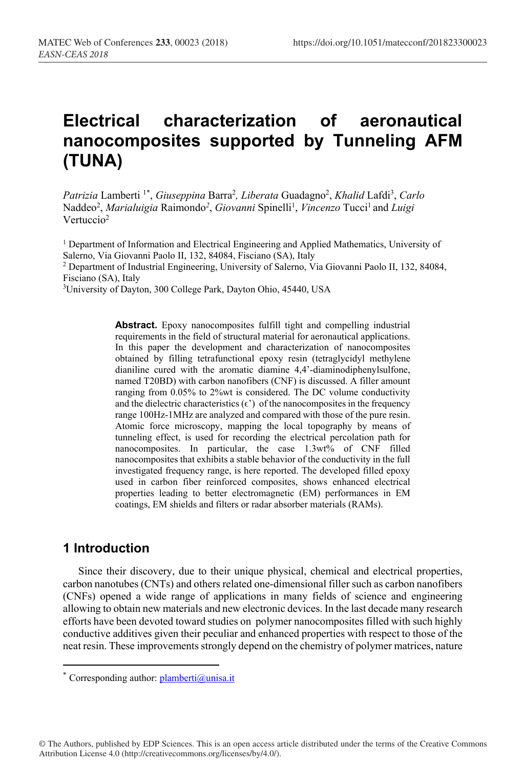# Electrical characterization of aeronautical nanocomposites supported by Tunneling AFM (TUNA)

*Patrizia* Lamberti [1*], *Giuseppina* Barra[2], *Liberata* Guadagno[2], *Khalid* Lafdi[3], *Carlo* Naddeo[2], *Marialuigia* Raimondo[2], *Giovanni* Spinelli[1], *Vincenzo* Tucci[1] and *Luigi* Vertuccio[2]

[1] Department of Information and Electrical Engineering and Applied Mathematics, University of Salerno, Via Giovanni Paolo II, 132, 84084, Fisciano (SA), Italy

[2] Department of Industrial Engineering, University of Salerno, Via Giovanni Paolo II, 132, 84084, Fisciano (SA), Italy

[3] University of Dayton, 300 College Park, Dayton Ohio, 45440, USA

**Abstract.** Epoxy nanocomposites fulfill tight and compelling industrial requirements in the field of structural material for aeronautical applications. In this paper the development and characterization of nanocomposites obtained by filling tetrafunctional epoxy resin (tetraglycidyl methylene dianiline cured with the aromatic diamine 4,4'-diaminodiphenylsulfone, named T20BD) with carbon nanofibers (CNF) is discussed. A filler amount ranging from 0.05% to 2%wt is considered. The DC volume conductivity and the dielectric characteristics ($\epsilon'$) of the nanocomposites in the frequency range 100Hz-1MHz are analyzed and compared with those of the pure resin. Atomic force microscopy, mapping the local topography by means of tunneling effect, is used for recording the electrical percolation path for nanocomposites. In particular, the case 1.3wt% of CNF filled nanocomposites that exhibits a stable behavior of the conductivity in the full investigated frequency range, is here reported. The developed filled epoxy used in carbon fiber reinforced composites, shows enhanced electrical properties leading to better electromagnetic (EM) performances in EM coatings, EM shields and filters or radar absorber materials (RAMs).

## 1 Introduction

Since their discovery, due to their unique physical, chemical and electrical properties, carbon nanotubes (CNTs) and others related one-dimensional filler such as carbon nanofibers (CNFs) opened a wide range of applications in many fields of science and engineering allowing to obtain new materials and new electronic devices. In the last decade many research efforts have been devoted toward studies on polymer nanocomposites filled with such highly conductive additives given their peculiar and enhanced properties with respect to those of the neat resin. These improvements strongly depend on the chemistry of polymer matrices, nature

* Corresponding author: plamberti@unisa.it

© The Authors, published by EDP Sciences. This is an open access article distributed under the terms of the Creative Commons Attribution License 4.0 (http://creativecommons.org/licenses/by/4.0/).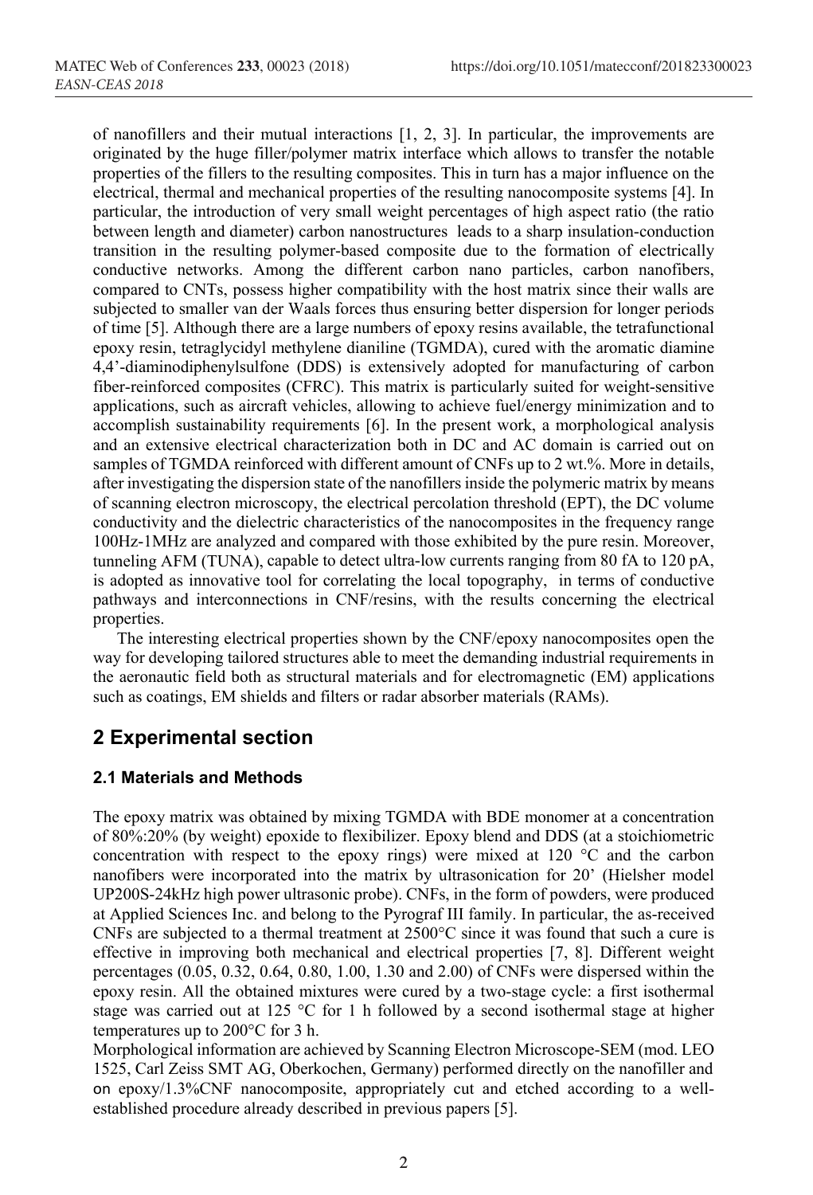of nanofillers and their mutual interactions [1, 2, 3]. In particular, the improvements are originated by the huge filler/polymer matrix interface which allows to transfer the notable properties of the fillers to the resulting composites. This in turn has a major influence on the electrical, thermal and mechanical properties of the resulting nanocomposite systems [4]. In particular, the introduction of very small weight percentages of high aspect ratio (the ratio between length and diameter) carbon nanostructures leads to a sharp insulation-conduction transition in the resulting polymer-based composite due to the formation of electrically conductive networks. Among the different carbon nano particles, carbon nanofibers, compared to CNTs, possess higher compatibility with the host matrix since their walls are subjected to smaller van der Waals forces thus ensuring better dispersion for longer periods of time [5]. Although there are a large numbers of epoxy resins available, the tetrafunctional epoxy resin, tetraglycidyl methylene dianiline (TGMDA), cured with the aromatic diamine 4,4'-diaminodiphenylsulfone (DDS) is extensively adopted for manufacturing of carbon fiber-reinforced composites (CFRC). This matrix is particularly suited for weight-sensitive applications, such as aircraft vehicles, allowing to achieve fuel/energy minimization and to accomplish sustainability requirements [6]. In the present work, a morphological analysis and an extensive electrical characterization both in DC and AC domain is carried out on samples of TGMDA reinforced with different amount of CNFs up to 2 wt.%. More in details, after investigating the dispersion state of the nanofillers inside the polymeric matrix by means of scanning electron microscopy, the electrical percolation threshold (EPT), the DC volume conductivity and the dielectric characteristics of the nanocomposites in the frequency range 100Hz-1MHz are analyzed and compared with those exhibited by the pure resin. Moreover, tunneling AFM (TUNA), capable to detect ultra-low currents ranging from 80 fA to 120 pA, is adopted as innovative tool for correlating the local topography, in terms of conductive pathways and interconnections in CNF/resins, with the results concerning the electrical properties.

The interesting electrical properties shown by the CNF/epoxy nanocomposites open the way for developing tailored structures able to meet the demanding industrial requirements in the aeronautic field both as structural materials and for electromagnetic (EM) applications such as coatings, EM shields and filters or radar absorber materials (RAMs).

## 2 Experimental section

### 2.1 Materials and Methods

The epoxy matrix was obtained by mixing TGMDA with BDE monomer at a concentration of 80%:20% (by weight) epoxide to flexibilizer. Epoxy blend and DDS (at a stoichiometric concentration with respect to the epoxy rings) were mixed at 120 °C and the carbon nanofibers were incorporated into the matrix by ultrasonication for 20' (Hielsher model UP200S-24kHz high power ultrasonic probe). CNFs, in the form of powders, were produced at Applied Sciences Inc. and belong to the Pyrograf III family. In particular, the as-received CNFs are subjected to a thermal treatment at 2500°C since it was found that such a cure is effective in improving both mechanical and electrical properties [7, 8]. Different weight percentages (0.05, 0.32, 0.64, 0.80, 1.00, 1.30 and 2.00) of CNFs were dispersed within the epoxy resin. All the obtained mixtures were cured by a two-stage cycle: a first isothermal stage was carried out at 125 °C for 1 h followed by a second isothermal stage at higher temperatures up to 200°C for 3 h.

Morphological information are achieved by Scanning Electron Microscope-SEM (mod. LEO 1525, Carl Zeiss SMT AG, Oberkochen, Germany) performed directly on the nanofiller and on epoxy/1.3%CNF nanocomposite, appropriately cut and etched according to a well-established procedure already described in previous papers [5].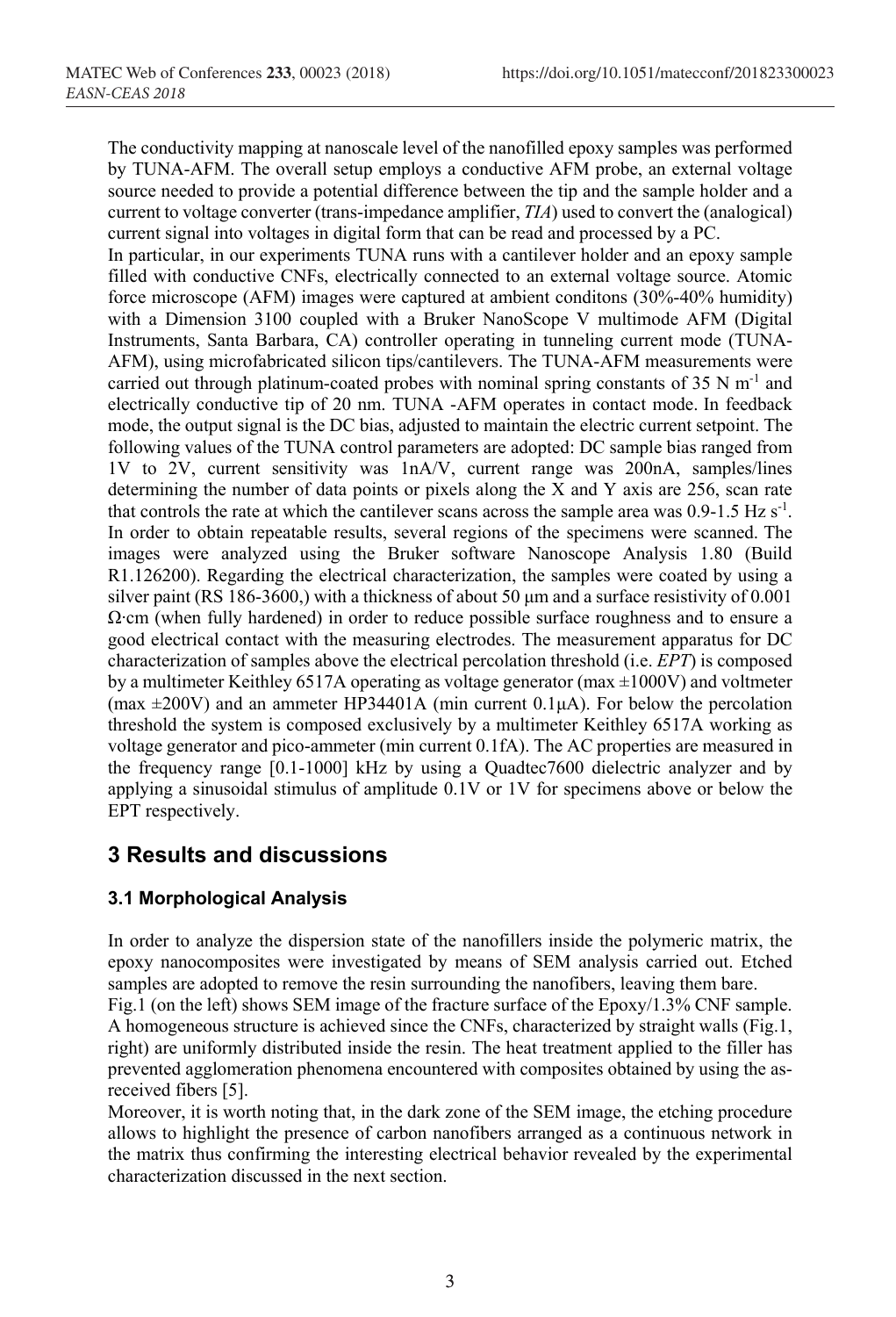The conductivity mapping at nanoscale level of the nanofilled epoxy samples was performed by TUNA-AFM. The overall setup employs a conductive AFM probe, an external voltage source needed to provide a potential difference between the tip and the sample holder and a current to voltage converter (trans-impedance amplifier, *TIA*) used to convert the (analogical) current signal into voltages in digital form that can be read and processed by a PC.

In particular, in our experiments TUNA runs with a cantilever holder and an epoxy sample filled with conductive CNFs, electrically connected to an external voltage source. Atomic force microscope (AFM) images were captured at ambient conditons (30%-40% humidity) with a Dimension 3100 coupled with a Bruker NanoScope V multimode AFM (Digital Instruments, Santa Barbara, CA) controller operating in tunneling current mode (TUNA-AFM), using microfabricated silicon tips/cantilevers. The TUNA-AFM measurements were carried out through platinum-coated probes with nominal spring constants of 35 N $m^{-1}$ and electrically conductive tip of 20 nm. TUNA -AFM operates in contact mode. In feedback mode, the output signal is the DC bias, adjusted to maintain the electric current setpoint. The following values of the TUNA control parameters are adopted: DC sample bias ranged from 1V to 2V, current sensitivity was 1nA/V, current range was 200nA, samples/lines determining the number of data points or pixels along the X and Y axis are 256, scan rate that controls the rate at which the cantilever scans across the sample area was 0.9-1.5 Hz $s^{-1}$. In order to obtain repeatable results, several regions of the specimens were scanned. The images were analyzed using the Bruker software Nanoscope Analysis 1.80 (Build R1.126200). Regarding the electrical characterization, the samples were coated by using a silver paint (RS 186-3600,) with a thickness of about 50 μm and a surface resistivity of 0.001 Ω·cm (when fully hardened) in order to reduce possible surface roughness and to ensure a good electrical contact with the measuring electrodes. The measurement apparatus for DC characterization of samples above the electrical percolation threshold (i.e. *EPT*) is composed by a multimeter Keithley 6517A operating as voltage generator (max ±1000V) and voltmeter (max ±200V) and an ammeter HP34401A (min current 0.1μA). For below the percolation threshold the system is composed exclusively by a multimeter Keithley 6517A working as voltage generator and pico-ammeter (min current 0.1fA). The AC properties are measured in the frequency range [0.1-1000] kHz by using a Quadtec7600 dielectric analyzer and by applying a sinusoidal stimulus of amplitude 0.1V or 1V for specimens above or below the EPT respectively.

# 3 Results and discussions

## 3.1 Morphological Analysis

In order to analyze the dispersion state of the nanofillers inside the polymeric matrix, the epoxy nanocomposites were investigated by means of SEM analysis carried out. Etched samples are adopted to remove the resin surrounding the nanofibers, leaving them bare.

Fig.1 (on the left) shows SEM image of the fracture surface of the Epoxy/1.3% CNF sample. A homogeneous structure is achieved since the CNFs, characterized by straight walls (Fig.1, right) are uniformly distributed inside the resin. The heat treatment applied to the filler has prevented agglomeration phenomena encountered with composites obtained by using the as-received fibers [5].

Moreover, it is worth noting that, in the dark zone of the SEM image, the etching procedure allows to highlight the presence of carbon nanofibers arranged as a continuous network in the matrix thus confirming the interesting electrical behavior revealed by the experimental characterization discussed in the next section.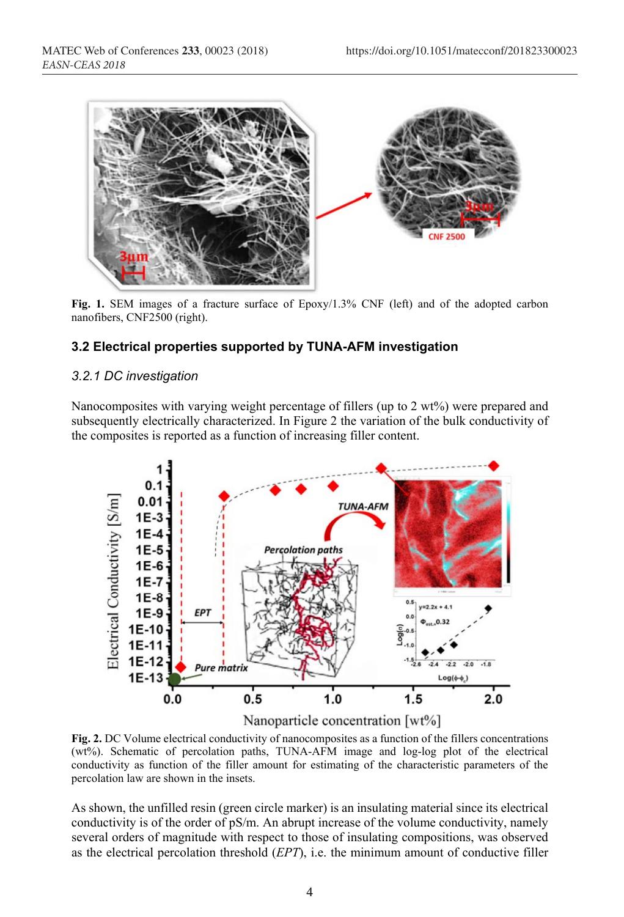**Fig. 1.** SEM images of a fracture surface of Epoxy/1.3% CNF (left) and of the adopted carbon nanofibers, CNF2500 (right).

### 3.2 Electrical properties supported by TUNA-AFM investigation

#### *3.2.1 DC investigation*

Nanocomposites with varying weight percentage of fillers (up to 2 wt%) were prepared and subsequently electrically characterized. In Figure 2 the variation of the bulk conductivity of the composites is reported as a function of increasing filler content.

**Fig. 2.** DC Volume electrical conductivity of nanocomposites as a function of the fillers concentrations (wt%). Schematic of percolation paths, TUNA-AFM image and log-log plot of the electrical conductivity as function of the filler amount for estimating of the characteristic parameters of the percolation law are shown in the insets.

As shown, the unfilled resin (green circle marker) is an insulating material since its electrical conductivity is of the order of pS/m. An abrupt increase of the volume conductivity, namely several orders of magnitude with respect to those of insulating compositions, was observed as the electrical percolation threshold (*EPT*), i.e. the minimum amount of conductive filler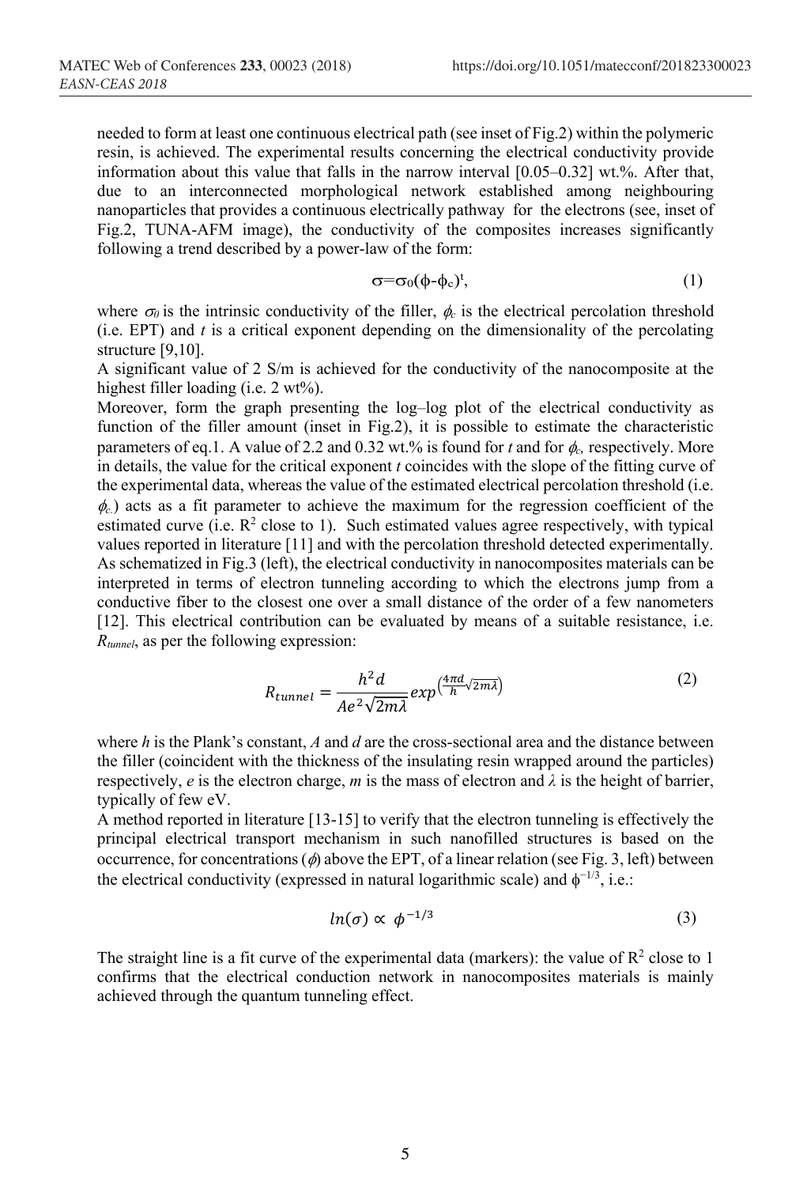needed to form at least one continuous electrical path (see inset of Fig.2) within the polymeric resin, is achieved. The experimental results concerning the electrical conductivity provide information about this value that falls in the narrow interval [0.05–0.32] wt.%. After that, due to an interconnected morphological network established among neighbouring nanoparticles that provides a continuous electrically pathway for the electrons (see, inset of Fig.2, TUNA-AFM image), the conductivity of the composites increases significantly following a trend described by a power-law of the form:

$$\sigma=\sigma_0(\phi-\phi_c)^t, \tag{1}$$

where $\sigma_0$ is the intrinsic conductivity of the filler, $\phi_c$ is the electrical percolation threshold (i.e. EPT) and $t$ is a critical exponent depending on the dimensionality of the percolating structure [9,10].

A significant value of 2 S/m is achieved for the conductivity of the nanocomposite at the highest filler loading (i.e. 2 wt%).

Moreover, form the graph presenting the log–log plot of the electrical conductivity as function of the filler amount (inset in Fig.2), it is possible to estimate the characteristic parameters of eq.1. A value of 2.2 and 0.32 wt.% is found for $t$ and for $\phi_c$, respectively. More in details, the value for the critical exponent $t$ coincides with the slope of the fitting curve of the experimental data, whereas the value of the estimated electrical percolation threshold (i.e. $\phi_c$.) acts as a fit parameter to achieve the maximum for the regression coefficient of the estimated curve (i.e. $R^2$ close to 1). Such estimated values agree respectively, with typical values reported in literature [11] and with the percolation threshold detected experimentally.

As schematized in Fig.3 (left), the electrical conductivity in nanocomposites materials can be interpreted in terms of electron tunneling according to which the electrons jump from a conductive fiber to the closest one over a small distance of the order of a few nanometers [12]. This electrical contribution can be evaluated by means of a suitable resistance, i.e. $R_{tunnel}$, as per the following expression:

$$R_{tunnel}=\frac{h^2 d}{Ae^2\sqrt{2m\lambda}}exp^{\left(\frac{4\pi d}{h}\sqrt{2m\lambda}\right)} \tag{2}$$

where $h$ is the Plank's constant, $A$ and $d$ are the cross-sectional area and the distance between the filler (coincident with the thickness of the insulating resin wrapped around the particles) respectively, $e$ is the electron charge, $m$ is the mass of electron and $\lambda$ is the height of barrier, typically of few eV.

A method reported in literature [13-15] to verify that the electron tunneling is effectively the principal electrical transport mechanism in such nanofilled structures is based on the occurrence, for concentrations ($\phi$) above the EPT, of a linear relation (see Fig. 3, left) between the electrical conductivity (expressed in natural logarithmic scale) and $\phi^{-1/3}$, i.e.:

$$ln(\sigma) \propto \phi^{-1/3} \tag{3}$$

The straight line is a fit curve of the experimental data (markers): the value of $R^2$ close to 1 confirms that the electrical conduction network in nanocomposites materials is mainly achieved through the quantum tunneling effect.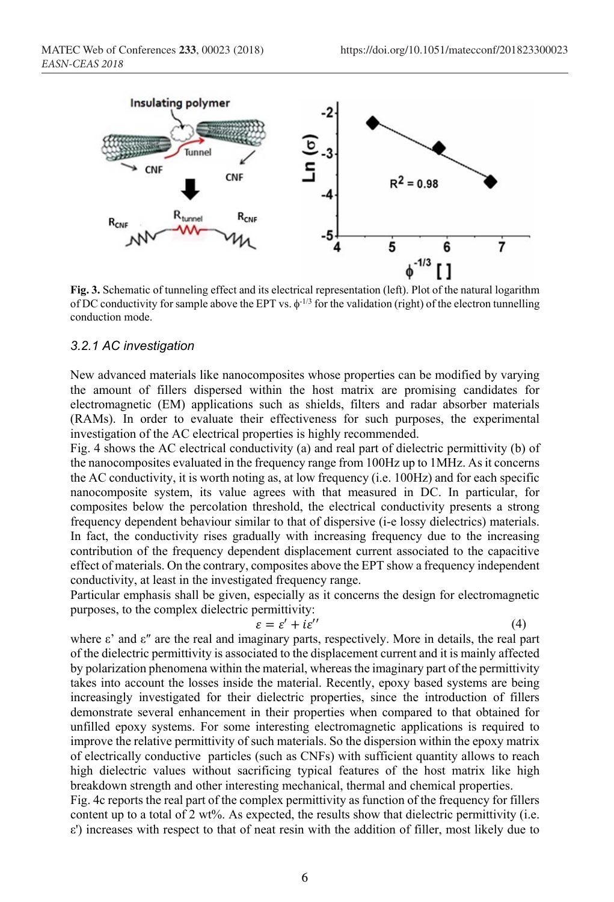**Fig. 3.** Schematic of tunneling effect and its electrical representation (left). Plot of the natural logarithm of DC conductivity for sample above the EPT vs. $\phi^{-1/3}$ for the validation (right) of the electron tunnelling conduction mode.

### *3.2.1 AC investigation*

New advanced materials like nanocomposites whose properties can be modified by varying the amount of fillers dispersed within the host matrix are promising candidates for electromagnetic (EM) applications such as shields, filters and radar absorber materials (RAMs). In order to evaluate their effectiveness for such purposes, the experimental investigation of the AC electrical properties is highly recommended.

Fig. 4 shows the AC electrical conductivity (a) and real part of dielectric permittivity (b) of the nanocomposites evaluated in the frequency range from 100Hz up to 1MHz. As it concerns the AC conductivity, it is worth noting as, at low frequency (i.e. 100Hz) and for each specific nanocomposite system, its value agrees with that measured in DC. In particular, for composites below the percolation threshold, the electrical conductivity presents a strong frequency dependent behaviour similar to that of dispersive (i-e lossy dielectrics) materials. In fact, the conductivity rises gradually with increasing frequency due to the increasing contribution of the frequency dependent displacement current associated to the capacitive effect of materials. On the contrary, composites above the EPT show a frequency independent conductivity, at least in the investigated frequency range.

Particular emphasis shall be given, especially as it concerns the design for electromagnetic purposes, to the complex dielectric permittivity:

$$\varepsilon = \varepsilon' + i\varepsilon'' \tag{4}$$

where $\varepsilon'$ and $\varepsilon''$ are the real and imaginary parts, respectively. More in details, the real part of the dielectric permittivity is associated to the displacement current and it is mainly affected by polarization phenomena within the material, whereas the imaginary part of the permittivity takes into account the losses inside the material. Recently, epoxy based systems are being increasingly investigated for their dielectric properties, since the introduction of fillers demonstrate several enhancement in their properties when compared to that obtained for unfilled epoxy systems. For some interesting electromagnetic applications is required to improve the relative permittivity of such materials. So the dispersion within the epoxy matrix of electrically conductive particles (such as CNFs) with sufficient quantity allows to reach high dielectric values without sacrificing typical features of the host matrix like high breakdown strength and other interesting mechanical, thermal and chemical properties.

Fig. 4c reports the real part of the complex permittivity as function of the frequency for fillers content up to a total of 2 wt%. As expected, the results show that dielectric permittivity (i.e. $\varepsilon'$) increases with respect to that of neat resin with the addition of filler, most likely due to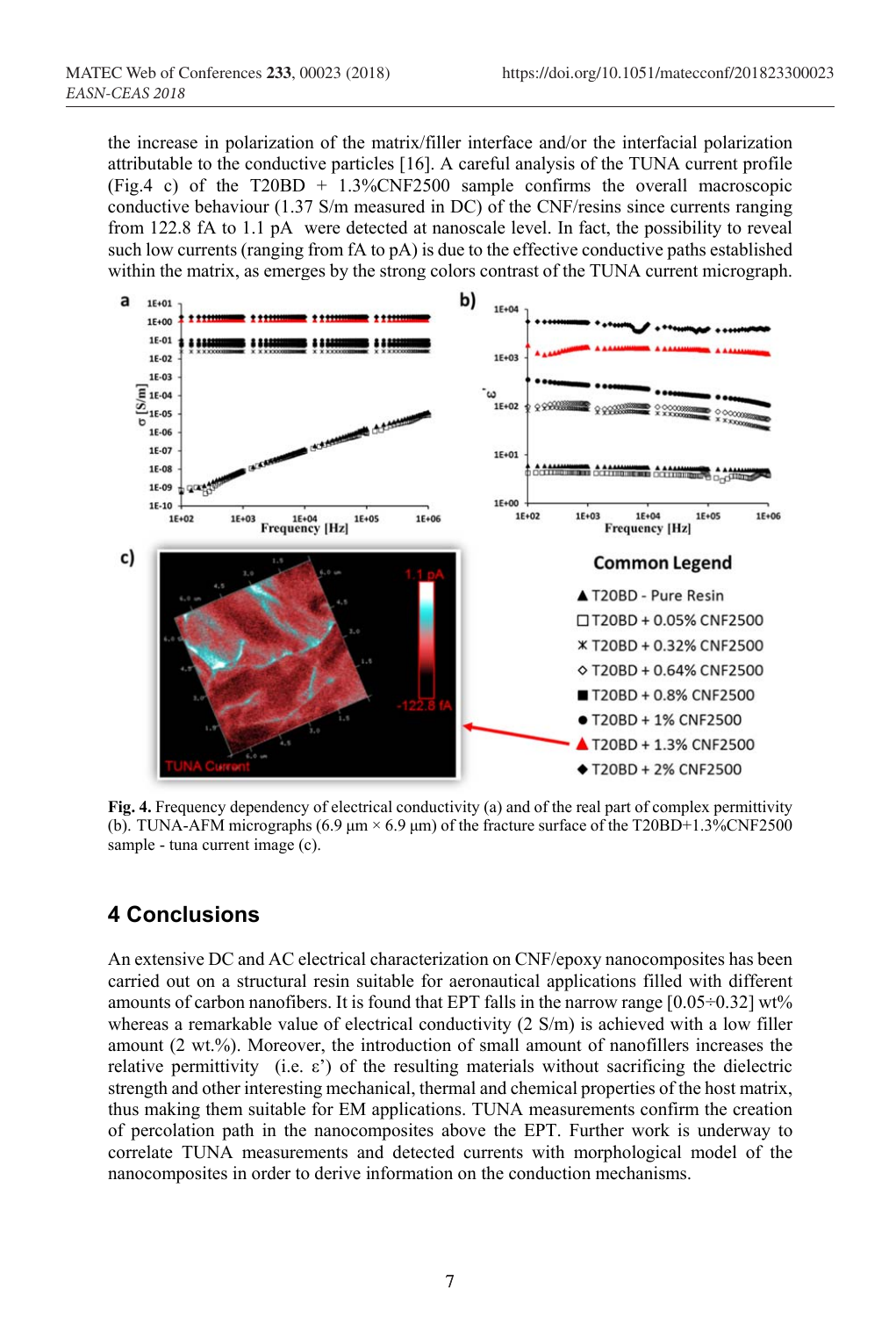the increase in polarization of the matrix/filler interface and/or the interfacial polarization attributable to the conductive particles [16]. A careful analysis of the TUNA current profile (Fig.4 c) of the T20BD + 1.3%CNF2500 sample confirms the overall macroscopic conductive behaviour (1.37 S/m measured in DC) of the CNF/resins since currents ranging from 122.8 fA to 1.1 pA were detected at nanoscale level. In fact, the possibility to reveal such low currents (ranging from fA to pA) is due to the effective conductive paths established within the matrix, as emerges by the strong colors contrast of the TUNA current micrograph.

**Fig. 4.** Frequency dependency of electrical conductivity (a) and of the real part of complex permittivity (b). TUNA-AFM micrographs (6.9 µm × 6.9 µm) of the fracture surface of the T20BD+1.3%CNF2500 sample - tuna current image (c).

## 4 Conclusions

An extensive DC and AC electrical characterization on CNF/epoxy nanocomposites has been carried out on a structural resin suitable for aeronautical applications filled with different amounts of carbon nanofibers. It is found that EPT falls in the narrow range [0.05÷0.32] wt% whereas a remarkable value of electrical conductivity (2 S/m) is achieved with a low filler amount (2 wt.%). Moreover, the introduction of small amount of nanofillers increases the relative permittivity (i.e. ε') of the resulting materials without sacrificing the dielectric strength and other interesting mechanical, thermal and chemical properties of the host matrix, thus making them suitable for EM applications. TUNA measurements confirm the creation of percolation path in the nanocomposites above the EPT. Further work is underway to correlate TUNA measurements and detected currents with morphological model of the nanocomposites in order to derive information on the conduction mechanisms.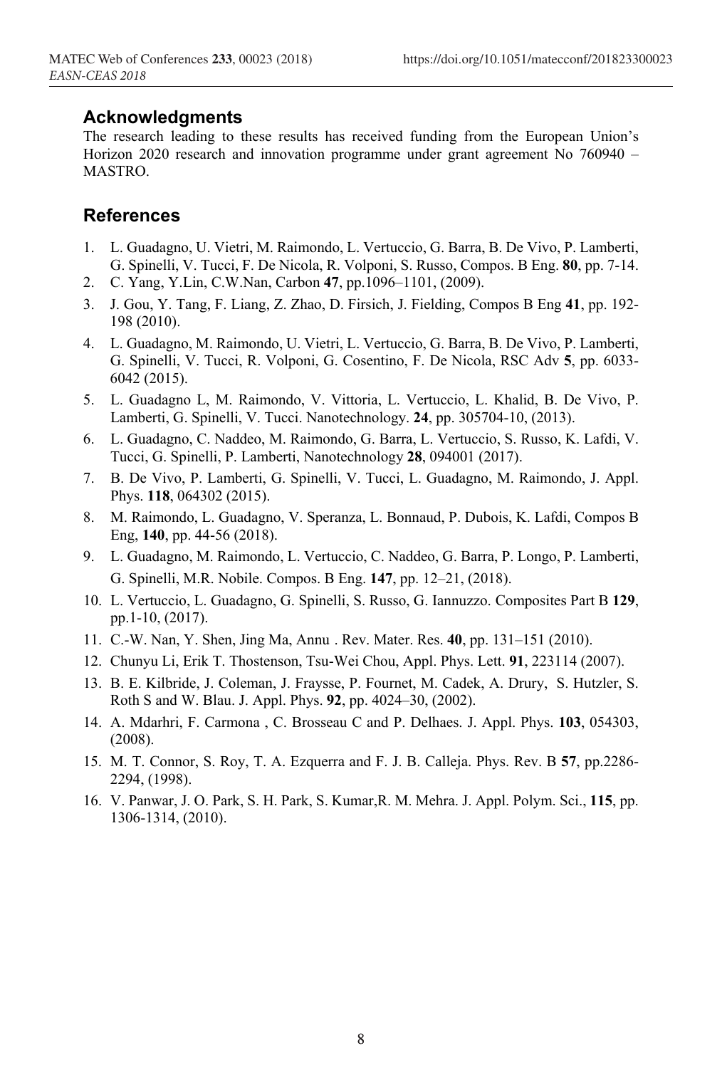## Acknowledgments

The research leading to these results has received funding from the European Union's Horizon 2020 research and innovation programme under grant agreement No 760940 – MASTRO.

## References

1. L. Guadagno, U. Vietri, M. Raimondo, L. Vertuccio, G. Barra, B. De Vivo, P. Lamberti, G. Spinelli, V. Tucci, F. De Nicola, R. Volponi, S. Russo, Compos. B Eng. **80**, pp. 7-14.
2. C. Yang, Y.Lin, C.W.Nan, Carbon **47**, pp.1096–1101, (2009).
3. J. Gou, Y. Tang, F. Liang, Z. Zhao, D. Firsich, J. Fielding, Compos B Eng **41**, pp. 192-198 (2010).
4. L. Guadagno, M. Raimondo, U. Vietri, L. Vertuccio, G. Barra, B. De Vivo, P. Lamberti, G. Spinelli, V. Tucci, R. Volponi, G. Cosentino, F. De Nicola, RSC Adv **5**, pp. 6033-6042 (2015).
5. L. Guadagno L, M. Raimondo, V. Vittoria, L. Vertuccio, L. Khalid, B. De Vivo, P. Lamberti, G. Spinelli, V. Tucci. Nanotechnology. **24**, pp. 305704-10, (2013).
6. L. Guadagno, C. Naddeo, M. Raimondo, G. Barra, L. Vertuccio, S. Russo, K. Lafdi, V. Tucci, G. Spinelli, P. Lamberti, Nanotechnology **28**, 094001 (2017).
7. B. De Vivo, P. Lamberti, G. Spinelli, V. Tucci, L. Guadagno, M. Raimondo, J. Appl. Phys. **118**, 064302 (2015).
8. M. Raimondo, L. Guadagno, V. Speranza, L. Bonnaud, P. Dubois, K. Lafdi, Compos B Eng, **140**, pp. 44-56 (2018).
9. L. Guadagno, M. Raimondo, L. Vertuccio, C. Naddeo, G. Barra, P. Longo, P. Lamberti, G. Spinelli, M.R. Nobile. Compos. B Eng. **147**, pp. 12–21, (2018).
10. L. Vertuccio, L. Guadagno, G. Spinelli, S. Russo, G. Iannuzzo. Composites Part B **129**, pp.1-10, (2017).
11. C.-W. Nan, Y. Shen, Jing Ma, Annu . Rev. Mater. Res. **40**, pp. 131–151 (2010).
12. Chunyu Li, Erik T. Thostenson, Tsu-Wei Chou, Appl. Phys. Lett. **91**, 223114 (2007).
13. B. E. Kilbride, J. Coleman, J. Fraysse, P. Fournet, M. Cadek, A. Drury, S. Hutzler, S. Roth S and W. Blau. J. Appl. Phys. **92**, pp. 4024–30, (2002).
14. A. Mdarhri, F. Carmona , C. Brosseau C and P. Delhaes. J. Appl. Phys. **103**, 054303, (2008).
15. M. T. Connor, S. Roy, T. A. Ezquerra and F. J. B. Calleja. Phys. Rev. B **57**, pp.2286-2294, (1998).
16. V. Panwar, J. O. Park, S. H. Park, S. Kumar,R. M. Mehra. J. Appl. Polym. Sci., **115**, pp. 1306-1314, (2010).